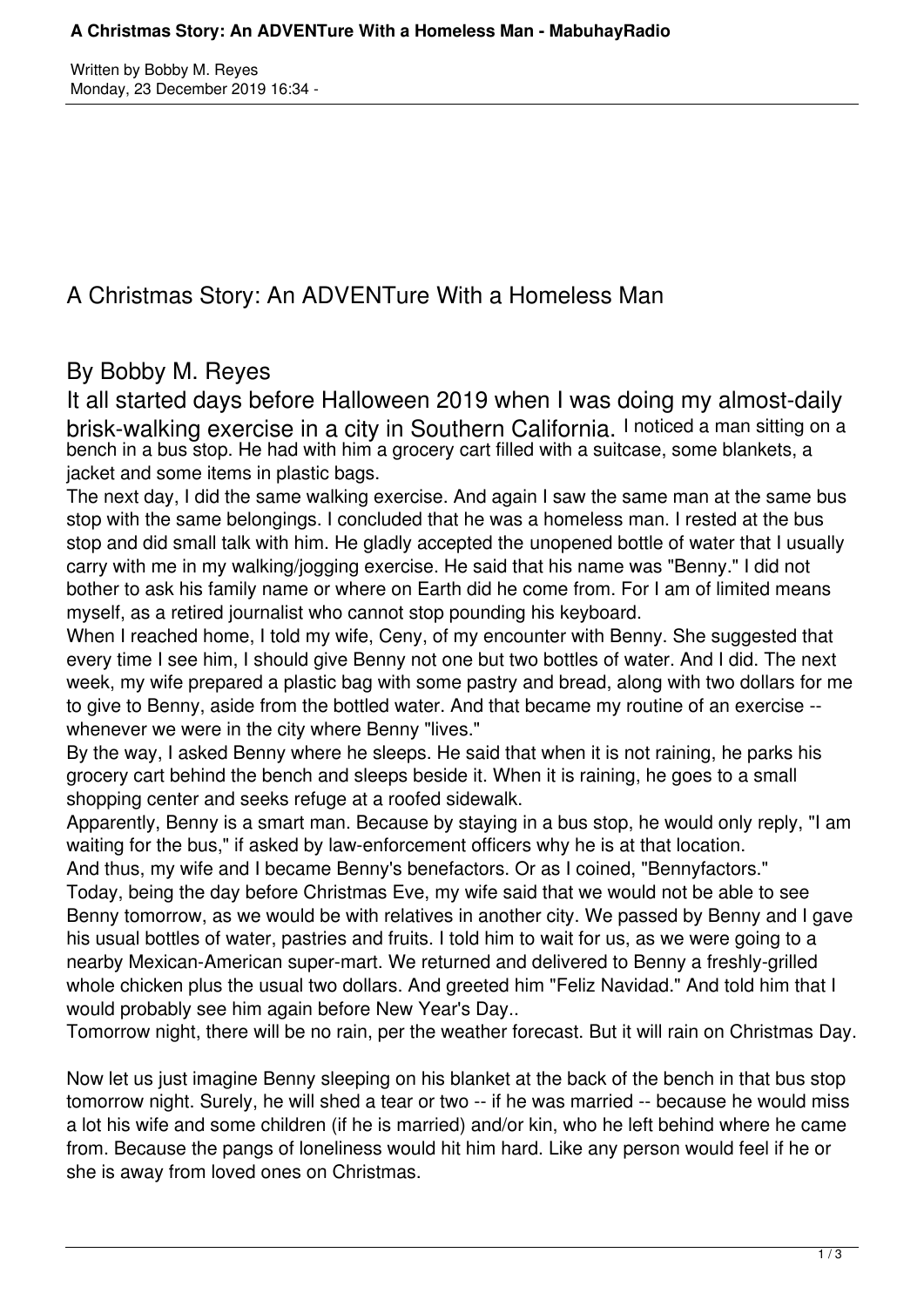# A Christmas Story: An ADVENTure With a Homeless Man

Written by Bobby M. Reyes
Monday, 23 December 2019 16:34 -

## By Bobby M. Reyes

It all started days before Halloween 2019 when I was doing my almost-daily brisk-walking exercise in a city in Southern California. I noticed a man sitting on a bench in a bus stop. He had with him a grocery cart filled with a suitcase, some blankets, a jacket and some items in plastic bags.

The next day, I did the same walking exercise. And again I saw the same man at the same bus stop with the same belongings. I concluded that he was a homeless man. I rested at the bus stop and did small talk with him. He gladly accepted the unopened bottle of water that I usually carry with me in my walking/jogging exercise. He said that his name was "Benny." I did not bother to ask his family name or where on Earth did he come from. For I am of limited means myself, as a retired journalist who cannot stop pounding his keyboard.

When I reached home, I told my wife, Ceny, of my encounter with Benny. She suggested that every time I see him, I should give Benny not one but two bottles of water. And I did. The next week, my wife prepared a plastic bag with some pastry and bread, along with two dollars for me to give to Benny, aside from the bottled water. And that became my routine of an exercise -- whenever we were in the city where Benny "lives."

By the way, I asked Benny where he sleeps. He said that when it is not raining, he parks his grocery cart behind the bench and sleeps beside it. When it is raining, he goes to a small shopping center and seeks refuge at a roofed sidewalk.

Apparently, Benny is a smart man. Because by staying in a bus stop, he would only reply, "I am waiting for the bus," if asked by law-enforcement officers why he is at that location.

And thus, my wife and I became Benny's benefactors. Or as I coined, "Bennyfactors."

Today, being the day before Christmas Eve, my wife said that we would not be able to see Benny tomorrow, as we would be with relatives in another city. We passed by Benny and I gave his usual bottles of water, pastries and fruits. I told him to wait for us, as we were going to a nearby Mexican-American super-mart. We returned and delivered to Benny a freshly-grilled whole chicken plus the usual two dollars. And greeted him "Feliz Navidad." And told him that I would probably see him again before New Year's Day..

Tomorrow night, there will be no rain, per the weather forecast. But it will rain on Christmas Day.

Now let us just imagine Benny sleeping on his blanket at the back of the bench in that bus stop tomorrow night. Surely, he will shed a tear or two -- if he was married -- because he would miss a lot his wife and some children (if he is married) and/or kin, who he left behind where he came from. Because the pangs of loneliness would hit him hard. Like any person would feel if he or she is away from loved ones on Christmas.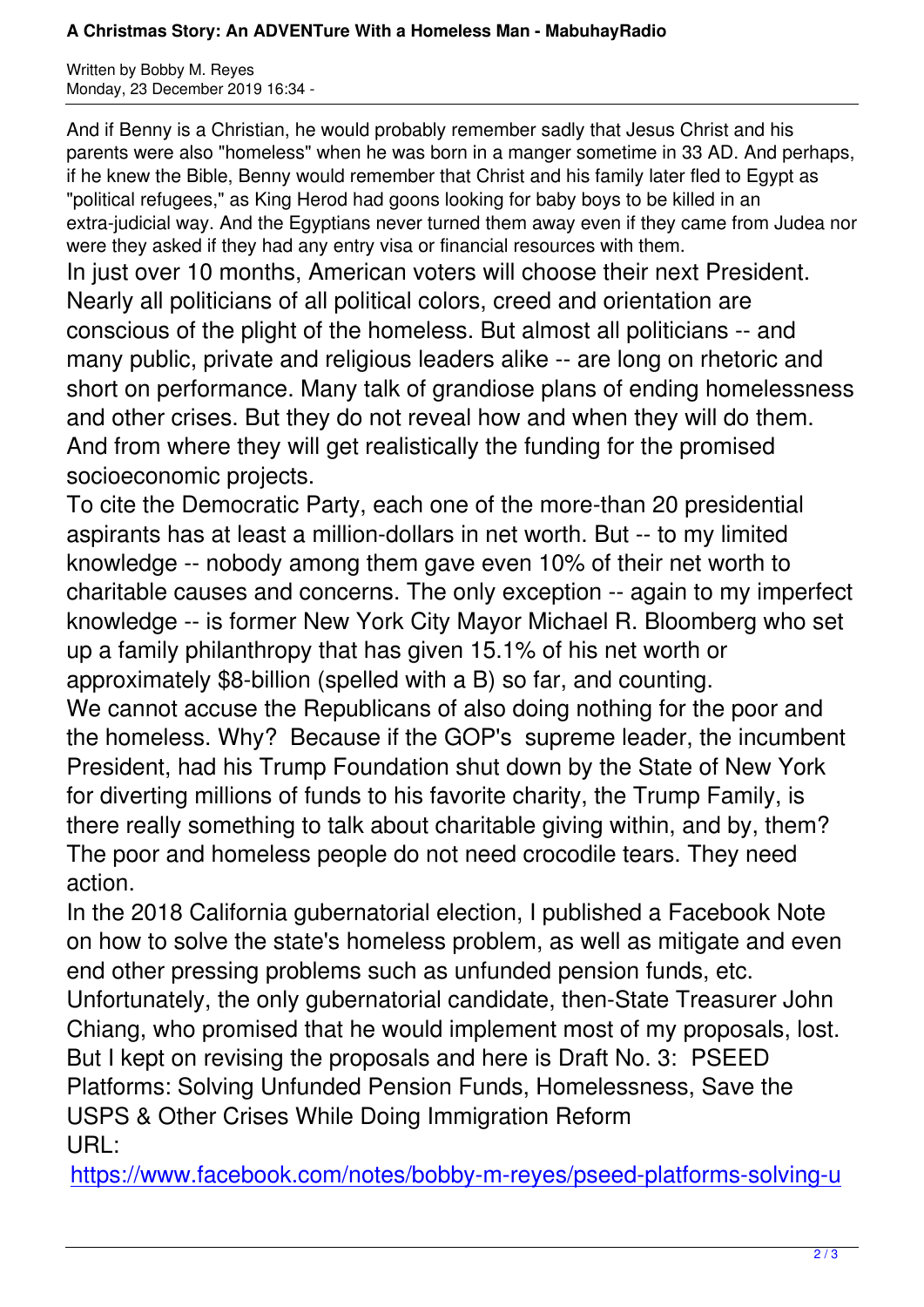And if Benny is a Christian, he would probably remember sadly that Jesus Christ and his parents were also "homeless" when he was born in a manger sometime in 33 AD. And perhaps, if he knew the Bible, Benny would remember that Christ and his family later fled to Egypt as "political refugees," as King Herod had goons looking for baby boys to be killed in an extra-judicial way. And the Egyptians never turned them away even if they came from Judea nor were they asked if they had any entry visa or financial resources with them.

In just over 10 months, American voters will choose their next President. Nearly all politicians of all political colors, creed and orientation are conscious of the plight of the homeless. But almost all politicians -- and many public, private and religious leaders alike -- are long on rhetoric and short on performance. Many talk of grandiose plans of ending homelessness and other crises. But they do not reveal how and when they will do them. And from where they will get realistically the funding for the promised socioeconomic projects.

To cite the Democratic Party, each one of the more-than 20 presidential aspirants has at least a million-dollars in net worth. But -- to my limited knowledge -- nobody among them gave even 10% of their net worth to charitable causes and concerns. The only exception -- again to my imperfect knowledge -- is former New York City Mayor Michael R. Bloomberg who set up a family philanthropy that has given 15.1% of his net worth or approximately $8-billion (spelled with a B) so far, and counting.

We cannot accuse the Republicans of also doing nothing for the poor and the homeless. Why? Because if the GOP's supreme leader, the incumbent President, had his Trump Foundation shut down by the State of New York for diverting millions of funds to his favorite charity, the Trump Family, is there really something to talk about charitable giving within, and by, them? The poor and homeless people do not need crocodile tears. They need action.

In the 2018 California gubernatorial election, I published a Facebook Note on how to solve the state's homeless problem, as well as mitigate and even end other pressing problems such as unfunded pension funds, etc. Unfortunately, the only gubernatorial candidate, then-State Treasurer John Chiang, who promised that he would implement most of my proposals, lost. But I kept on revising the proposals and here is Draft No. 3: PSEED Platforms: Solving Unfunded Pension Funds, Homelessness, Save the USPS & Other Crises While Doing Immigration Reform

URL:

https://www.facebook.com/notes/bobby-m-reyes/pseed-platforms-solving-u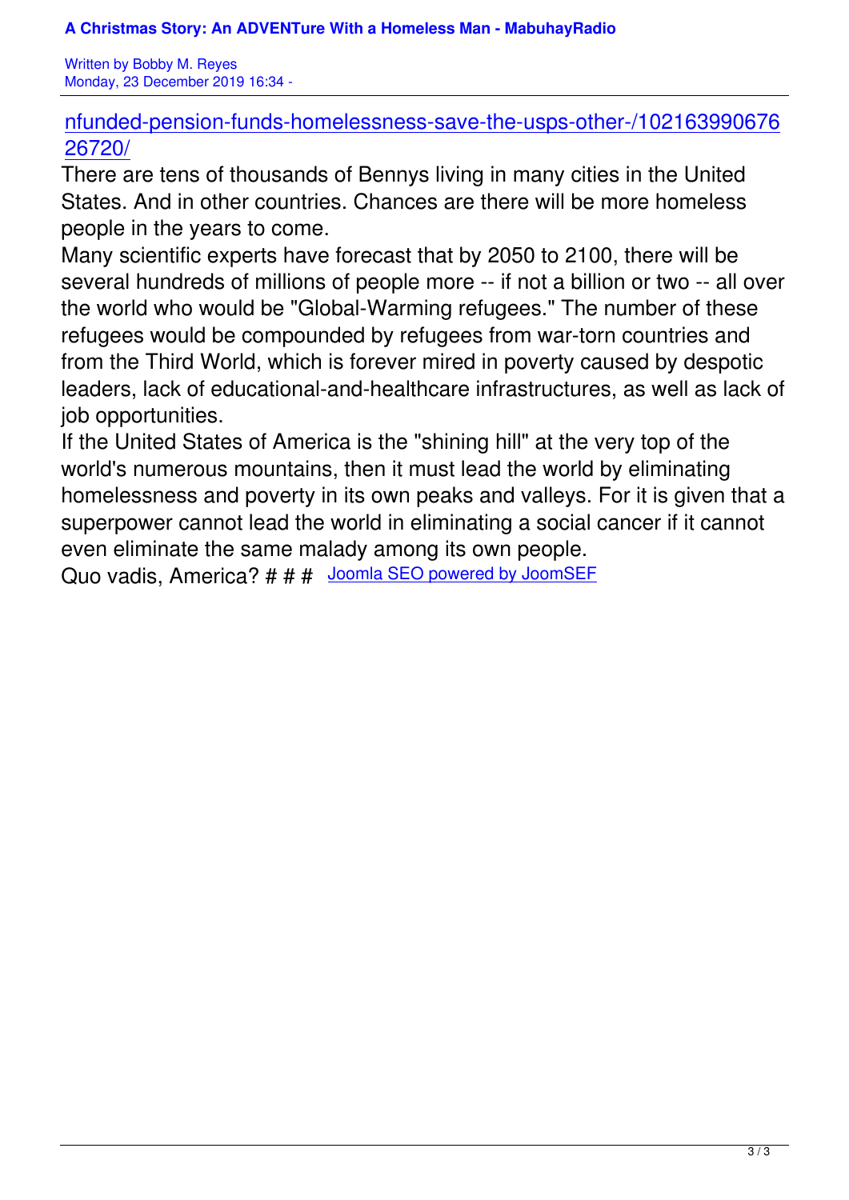nfunded-pension-funds-homelessness-save-the-usps-other-/10216399067626720/

There are tens of thousands of Bennys living in many cities in the United States. And in other countries. Chances are there will be more homeless people in the years to come.

Many scientific experts have forecast that by 2050 to 2100, there will be several hundreds of millions of people more -- if not a billion or two -- all over the world who would be "Global-Warming refugees." The number of these refugees would be compounded by refugees from war-torn countries and from the Third World, which is forever mired in poverty caused by despotic leaders, lack of educational-and-healthcare infrastructures, as well as lack of job opportunities.

If the United States of America is the "shining hill" at the very top of the world's numerous mountains, then it must lead the world by eliminating homelessness and poverty in its own peaks and valleys. For it is given that a superpower cannot lead the world in eliminating a social cancer if it cannot even eliminate the same malady among its own people.

Quo vadis, America? # # # Joomla SEO powered by JoomSEF